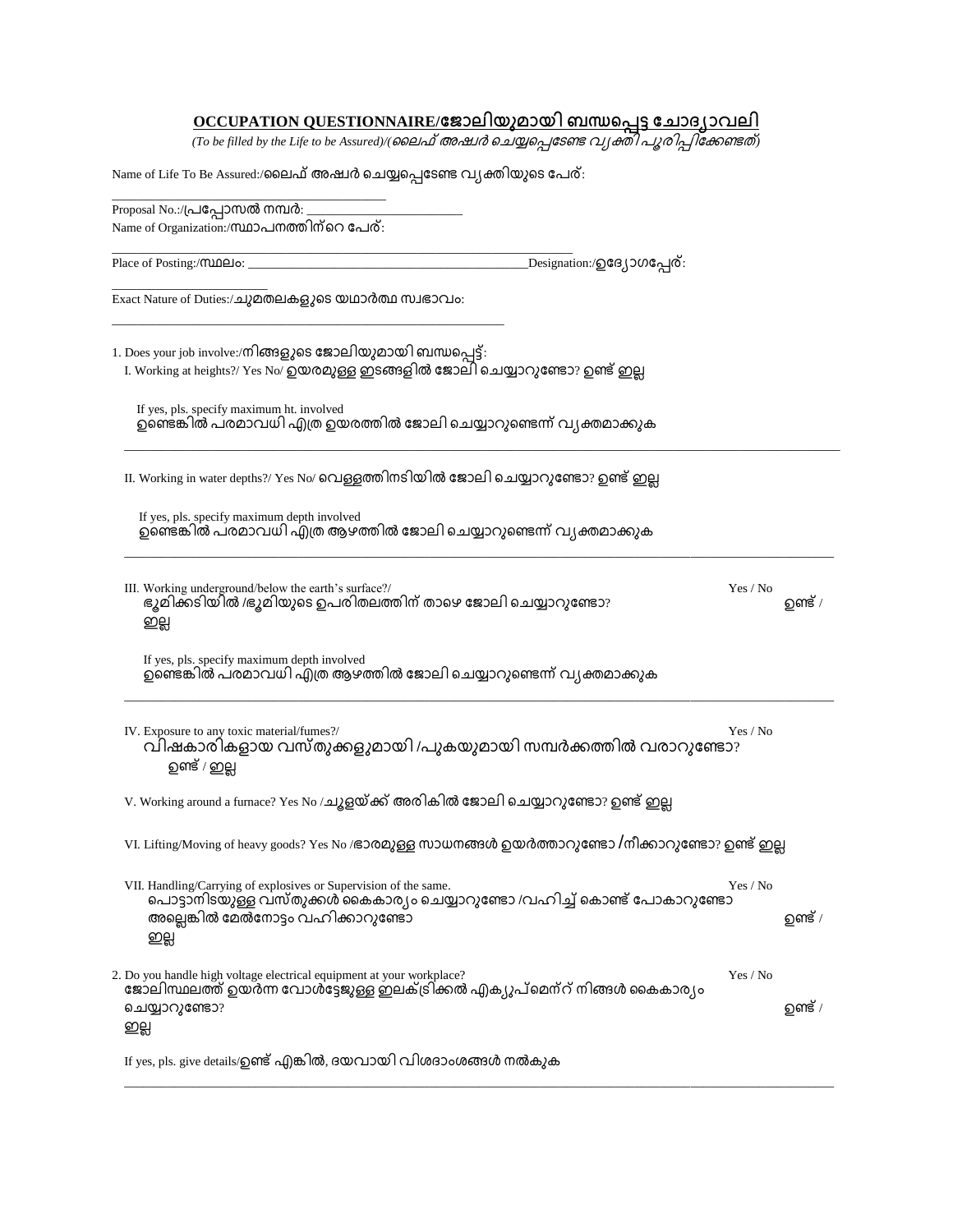# OCCUPATION QUESTIONNAIRE/ജോലിയുമായി ബന്ധപ്പെട്ട ചോദ്യാവലി

*(To be filled by the Life to be Assured)/(ലൈഫ് അഷ്വർ ചെയ്യപ്പെടേണ്ട വ്യക്തി പൂരിപ്പിക്കേണ്ടത്)*

Name of Life To Be Assured:/ലൈഫ് അഷ്വർ ചെയ്യപ്പെടേണ്ട വ്യക്തിയുടെ പേര്:

_______________________________

Proposal No.:/പ്രപ്പോസൽ നമ്പർ: _______________________

Name of Organization:/സ്ഥാപനത്തിന്റെ പേര്:

_______________________________________________________________________

Place of Posting:/സ്ഥലം: ____________________________________________Designation:/ഉദ്യോഗപ്പേര്:

________________________

Exact Nature of Duties:/ചുമതലകളുടെ യഥാർത്ഥ സ്വഭാവം:

_____________________________________________________

1. Does your job involve:/നിങ്ങളുടെ ജോലിയുമായി ബന്ധപ്പെട്ട്:

I. Working at heights?/ Yes No/ ഉയരമുള്ള ഇടങ്ങളിൽ ജോലി ചെയ്യാറുണ്ടോ? ഉണ്ട് ഇല്ല

If yes, pls. specify maximum ht. involved
ഉണ്ടെങ്കിൽ പരമാവധി എത്ര ഉയരത്തിൽ ജോലി ചെയ്യാറുണ്ടെന്ന് വ്യക്തമാക്കുക

_____________________________________________________________________________________________

II. Working in water depths?/ Yes No/ വെള്ളത്തിനടിയിൽ ജോലി ചെയ്യാറുണ്ടോ? ഉണ്ട് ഇല്ല

If yes, pls. specify maximum depth involved
ഉണ്ടെങ്കിൽ പരമാവധി എത്ര ആഴത്തിൽ ജോലി ചെയ്യാറുണ്ടെന്ന് വ്യക്തമാക്കുക

_____________________________________________________________________________________________

III. Working underground/below the earth's surface?/ Yes / No
ഭൂമിക്കടിയിൽ /ഭൂമിയുടെ ഉപരിതലത്തിന് താഴെ ജോലി ചെയ്യാറുണ്ടോ? ഉണ്ട് / ഇല്ല

If yes, pls. specify maximum depth involved
ഉണ്ടെങ്കിൽ പരമാവധി എത്ര ആഴത്തിൽ ജോലി ചെയ്യാറുണ്ടെന്ന് വ്യക്തമാക്കുക

_____________________________________________________________________________________________

IV. Exposure to any toxic material/fumes?/ Yes / No
വിഷകാരികളായ വസ്തുക്കളുമായി /പുകയുമായി സമ്പർക്കത്തിൽ വരാറുണ്ടോ? ഉണ്ട് / ഇല്ല

V. Working around a furnace? Yes No /ചൂളയ്ക്ക് അരികിൽ ജോലി ചെയ്യാറുണ്ടോ? ഉണ്ട് ഇല്ല

VI. Lifting/Moving of heavy goods? Yes No /ഭാരമുള്ള സാധനങ്ങൾ ഉയർത്താറുണ്ടോ /നീക്കാറുണ്ടോ? ഉണ്ട് ഇല്ല

VII. Handling/Carrying of explosives or Supervision of the same. Yes / No
പൊട്ടാനിടയുള്ള വസ്തുക്കൾ കൈകാര്യം ചെയ്യാറുണ്ടോ /വഹിച്ച് കൊണ്ട് പോകാറുണ്ടോ അല്ലെങ്കിൽ മേൽനോട്ടം വഹിക്കാറുണ്ടോ ഉണ്ട് / ഇല്ല

2. Do you handle high voltage electrical equipment at your workplace? Yes / No
ജോലിസ്ഥലത്ത് ഉയർന്ന വോൾട്ടേജുള്ള ഇലക്ട്രിക്കൽ എക്യുപ്മെന്റ് നിങ്ങൾ കൈകാര്യം ചെയ്യാറുണ്ടോ? ഉണ്ട് / ഇല്ല

If yes, pls. give details/ഉണ്ട് എങ്കിൽ, ദയവായി വിശദാംശങ്ങൾ നൽകുക

_____________________________________________________________________________________________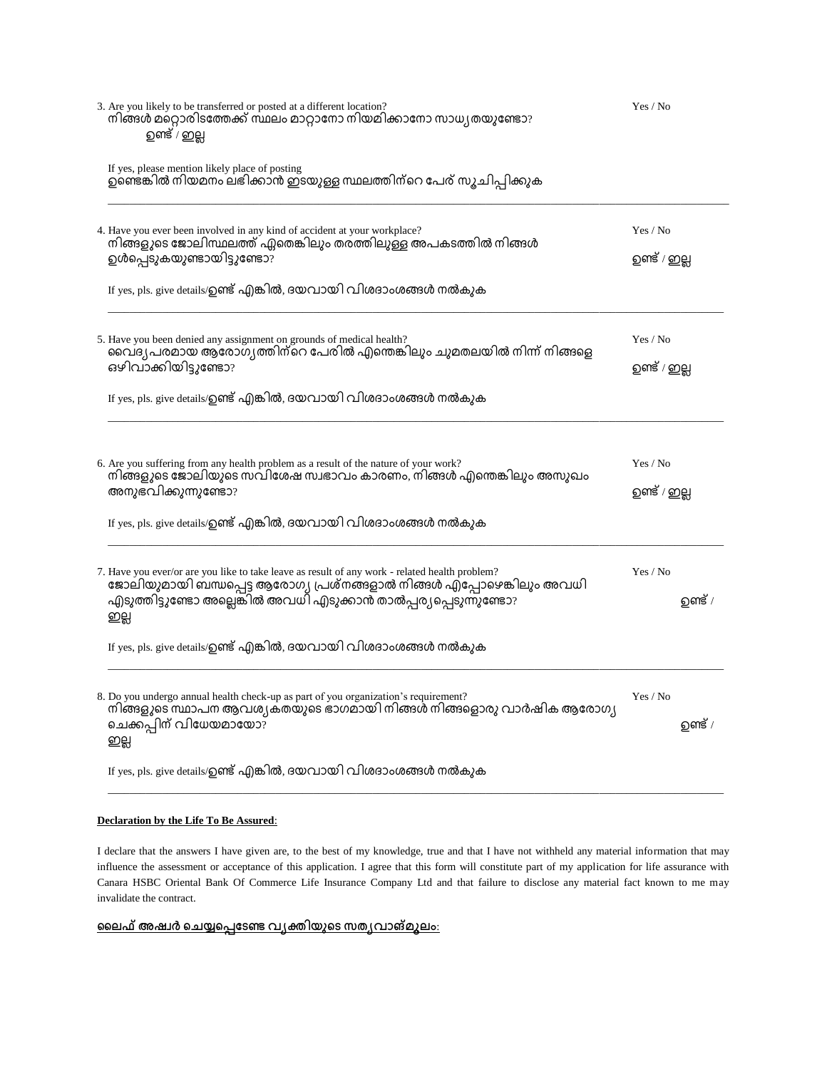3. Are you likely to be transferred or posted at a different location? Yes / No
നിങ്ങൾ മറ്റൊരിടത്തേക്ക് സ്ഥലം മാറ്റാനോ നിയമിക്കാനോ സാധ്യതയുണ്ടോ?
ഉണ്ട് / ഇല്ല

If yes, please mention likely place of posting
ഉണ്ടെങ്കിൽ നിയമനം ലഭിക്കാൻ ഇടയുള്ള സ്ഥലത്തിന്റെ പേര് സൂചിപ്പിക്കുക

---

4. Have you ever been involved in any kind of accident at your workplace? Yes / No
നിങ്ങളുടെ ജോലിസ്ഥലത്ത് ഏതെങ്കിലും തരത്തിലുള്ള അപകടത്തിൽ നിങ്ങൾ ഉൾപ്പെടുകയുണ്ടായിട്ടുണ്ടോ? ഉണ്ട് / ഇല്ല

If yes, pls. give details/ഉണ്ട് എങ്കിൽ, ദയവായി വിശദാംശങ്ങൾ നൽകുക

---

5. Have you been denied any assignment on grounds of medical health? Yes / No
വൈദ്യപരമായ ആരോഗ്യത്തിന്റെ പേരിൽ എന്തെങ്കിലും ചുമതലയിൽ നിന്ന് നിങ്ങളെ ഒഴിവാക്കിയിട്ടുണ്ടോ? ഉണ്ട് / ഇല്ല

If yes, pls. give details/ഉണ്ട് എങ്കിൽ, ദയവായി വിശദാംശങ്ങൾ നൽകുക

---

6. Are you suffering from any health problem as a result of the nature of your work? Yes / No
നിങ്ങളുടെ ജോലിയുടെ സവിശേഷ സ്വഭാവം കാരണം, നിങ്ങൾ എന്തെങ്കിലും അസുഖം അനുഭവിക്കുന്നുണ്ടോ? ഉണ്ട് / ഇല്ല

If yes, pls. give details/ഉണ്ട് എങ്കിൽ, ദയവായി വിശദാംശങ്ങൾ നൽകുക

---

7. Have you ever/or are you like to take leave as result of any work - related health problem? Yes / No
ജോലിയുമായി ബന്ധപ്പെട്ട ആരോഗ്യ പ്രശ്നങ്ങളാൽ നിങ്ങൾ എപ്പോഴെങ്കിലും അവധി എടുത്തിട്ടുണ്ടോ അല്ലെങ്കിൽ അവധി എടുക്കാൻ താൽപ്പര്യപ്പെടുന്നുണ്ടോ? ഉണ്ട് / ഇല്ല

If yes, pls. give details/ഉണ്ട് എങ്കിൽ, ദയവായി വിശദാംശങ്ങൾ നൽകുക

---

8. Do you undergo annual health check-up as part of you organization's requirement? Yes / No
നിങ്ങളുടെ സ്ഥാപന ആവശ്യകതയുടെ ഭാഗമായി നിങ്ങൾ നിങ്ങളൊരു വാർഷിക ആരോഗ്യ ചെക്കപ്പിന് വിധേയമായോ? ഉണ്ട് / ഇല്ല

If yes, pls. give details/ഉണ്ട് എങ്കിൽ, ദയവായി വിശദാംശങ്ങൾ നൽകുക

---

**Declaration by the Life To Be Assured**:

I declare that the answers I have given are, to the best of my knowledge, true and that I have not withheld any material information that may influence the assessment or acceptance of this application. I agree that this form will constitute part of my application for life assurance with Canara HSBC Oriental Bank Of Commerce Life Insurance Company Ltd and that failure to disclose any material fact known to me may invalidate the contract.

**ലൈഫ് അഷ്വർ ചെയ്യപ്പെടേണ്ട വ്യക്തിയുടെ സത്യവാങ്മൂലം:**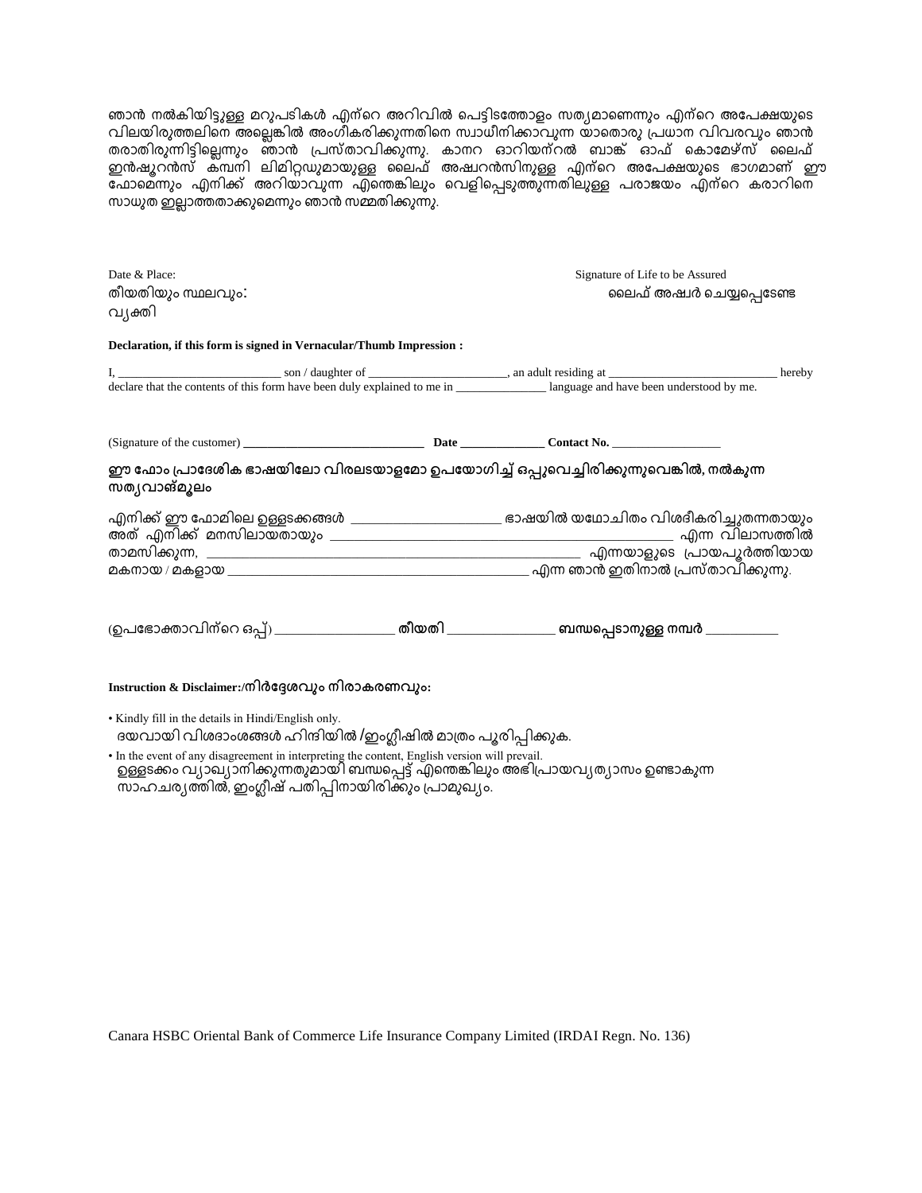ഞാൻ നൽകിയിട്ടുള്ള മറുപടികൾ എന്റെ അറിവിൽ പെട്ടിടത്തോളം സത്യമാണെന്നും എന്റെ അപേക്ഷയുടെ വിലയിരുത്തലിനെ അല്ലെങ്കിൽ അംഗീകരിക്കുന്നതിനെ സ്വാധീനിക്കാവുന്ന യാതൊരു പ്രധാന വിവരവും ഞാൻ തരാതിരുന്നിട്ടില്ലെന്നും ഞാൻ പ്രസ്താവിക്കുന്നു. കാനറ ഓറിയന്റൽ ബാങ്ക് ഓഫ് കൊമേഴ്സ് ലൈഫ് ഇൻഷൂറൻസ് കമ്പനി ലിമിറ്റഡുമായുള്ള ലൈഫ് അഷ്വറൻസിനുള്ള എന്റെ അപേക്ഷയുടെ ഭാഗമാണ് ഈ ഫോമെന്നും എനിക്ക് അറിയാവുന്ന എന്തെങ്കിലും വെളിപ്പെടുത്തുന്നതിലുള്ള പരാജയം എന്റെ കരാറിനെ സാധുത ഇല്ലാത്തതാക്കുമെന്നും ഞാൻ സമ്മതിക്കുന്നു.

Date & Place:
തീയതിയും സ്ഥലവും:

Signature of Life to be Assured
ലൈഫ് അഷ്വർ ചെയ്യപ്പെടേണ്ട വ്യക്തി

**Declaration, if this form is signed in Vernacular/Thumb Impression :**

I, __________________________ son / daughter of ______________________, an adult residing at ____________________________ hereby declare that the contents of this form have been duly explained to me in _______________ language and have been understood by me.

(Signature of the customer) **______________________________ Date ______________ Contact No.** __________________

**ഈ ഫോം പ്രാദേശിക ഭാഷയിലോ വിരലടയാളമോ ഉപയോഗിച്ച് ഒപ്പുവെച്ചിരിക്കുന്നുവെങ്കിൽ, നൽകുന്ന സത്യവാങ്മൂലം**

എനിക്ക് ഈ ഫോമിലെ ഉള്ളടക്കങ്ങൾ ______________________ ഭാഷയിൽ യഥോചിതം വിശദീകരിച്ചുതന്നതായും അത് എനിക്ക് മനസിലായതായും ________________________________________________ എന്ന വിലാസത്തിൽ താമസിക്കുന്ന, ________________________________________________________ എന്നയാളുടെ പ്രായപൂർത്തിയായ മകനായ / മകളായ ________________________________________________ എന്ന ഞാൻ ഇതിനാൽ പ്രസ്താവിക്കുന്നു.

(ഉപഭോക്താവിന്റെ ഒപ്പ്) __________________ **തീയതി** ________________ **ബന്ധപ്പെടാനുള്ള നമ്പർ** ___________

**Instruction & Disclaimer:/നിർദ്ദേശവും നിരാകരണവും:**

- Kindly fill in the details in Hindi/English only.
  ദയവായി വിശദാംശങ്ങൾ ഹിന്ദിയിൽ /ഇംഗ്ലീഷിൽ മാത്രം പൂരിപ്പിക്കുക.
- In the event of any disagreement in interpreting the content, English version will prevail.
  ഉള്ളടക്കം വ്യാഖ്യാനിക്കുന്നതുമായി ബന്ധപ്പെട്ട് എന്തെങ്കിലും അഭിപ്രായവ്യത്യാസം ഉണ്ടാകുന്ന സാഹചര്യത്തിൽ, ഇംഗ്ലീഷ് പതിപ്പിനായിരിക്കും പ്രാമുഖ്യം.

Canara HSBC Oriental Bank of Commerce Life Insurance Company Limited (IRDAI Regn. No. 136)